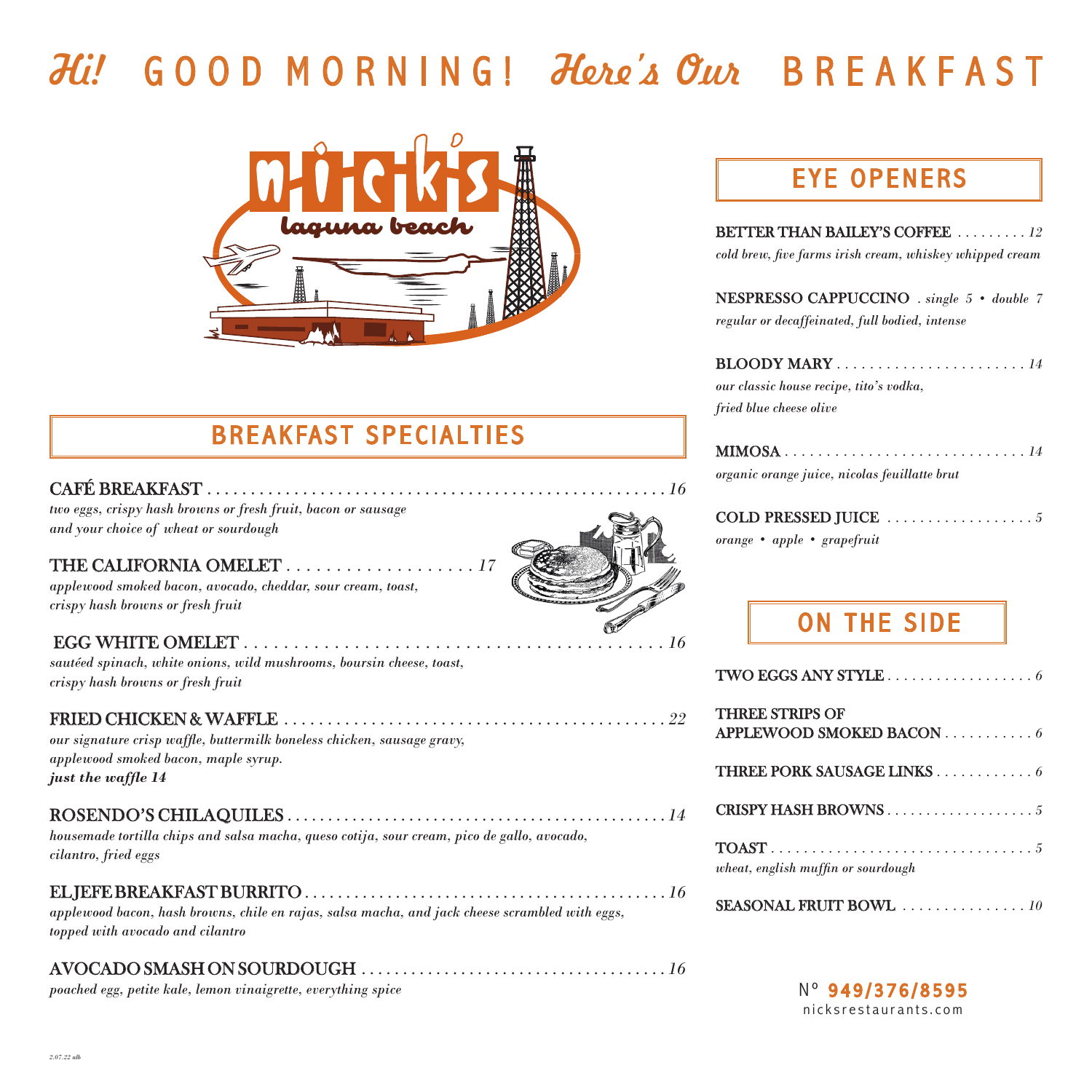# *Hi!* GOOD MORNING! *Here's Our* BREAKFAST

nick's
laguna beach

## BREAKFAST SPECIALTIES

**CAFÉ BREAKFAST** . . . . . *16*
*two eggs, crispy hash browns or fresh fruit, bacon or sausage and your choice of wheat or sourdough*

**THE CALIFORNIA OMELET** . . . . . *17*
*applewood smoked bacon, avocado, cheddar, sour cream, toast, crispy hash browns or fresh fruit*

**EGG WHITE OMELET** . . . . . *16*
*sautéed spinach, white onions, wild mushrooms, boursin cheese, toast, crispy hash browns or fresh fruit*

**FRIED CHICKEN & WAFFLE** . . . . . *22*
*our signature crisp waffle, buttermilk boneless chicken, sausage gravy, applewood smoked bacon, maple syrup.*
***just the waffle 14***

**ROSENDO'S CHILAQUILES** . . . . . *14*
*housemade tortilla chips and salsa macha, queso cotija, sour cream, pico de gallo, avocado, cilantro, fried eggs*

**EL JEFE BREAKFAST BURRITO** . . . . . *16*
*applewood bacon, hash browns, chile en rajas, salsa macha, and jack cheese scrambled with eggs, topped with avocado and cilantro*

**AVOCADO SMASH ON SOURDOUGH** . . . . . *16*
*poached egg, petite kale, lemon vinaigrette, everything spice*

## EYE OPENERS

**BETTER THAN BAILEY'S COFFEE** . . . . . *12*
*cold brew, five farms irish cream, whiskey whipped cream*

**NESPRESSO CAPPUCCINO** . *single 5 • double 7*
*regular or decaffeinated, full bodied, intense*

**BLOODY MARY** . . . . . *14*
*our classic house recipe, tito's vodka, fried blue cheese olive*

**MIMOSA** . . . . . *14*
*organic orange juice, nicolas feuillatte brut*

**COLD PRESSED JUICE** . . . . . *5*
*orange • apple • grapefruit*

## ON THE SIDE

**TWO EGGS ANY STYLE** . . . . . *6*

**THREE STRIPS OF APPLEWOOD SMOKED BACON** . . . . . *6*

**THREE PORK SAUSAGE LINKS** . . . . . *6*

**CRISPY HASH BROWNS** . . . . . *5*

**TOAST** . . . . . *5*
*wheat, english muffin or sourdough*

**SEASONAL FRUIT BOWL** . . . . . *10*

Nº **949/376/8595**
nicksrestaurants.com

*2.07.22 nlb*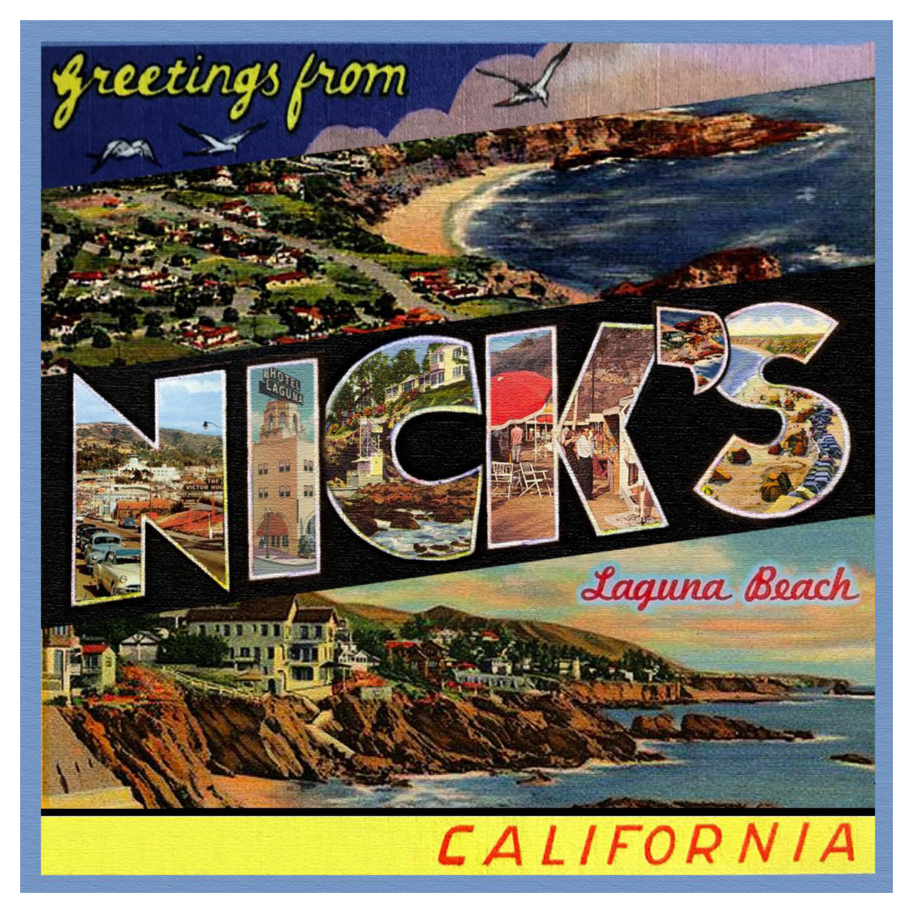Greetings from

NICK'S

Laguna Beach

CALIFORNIA